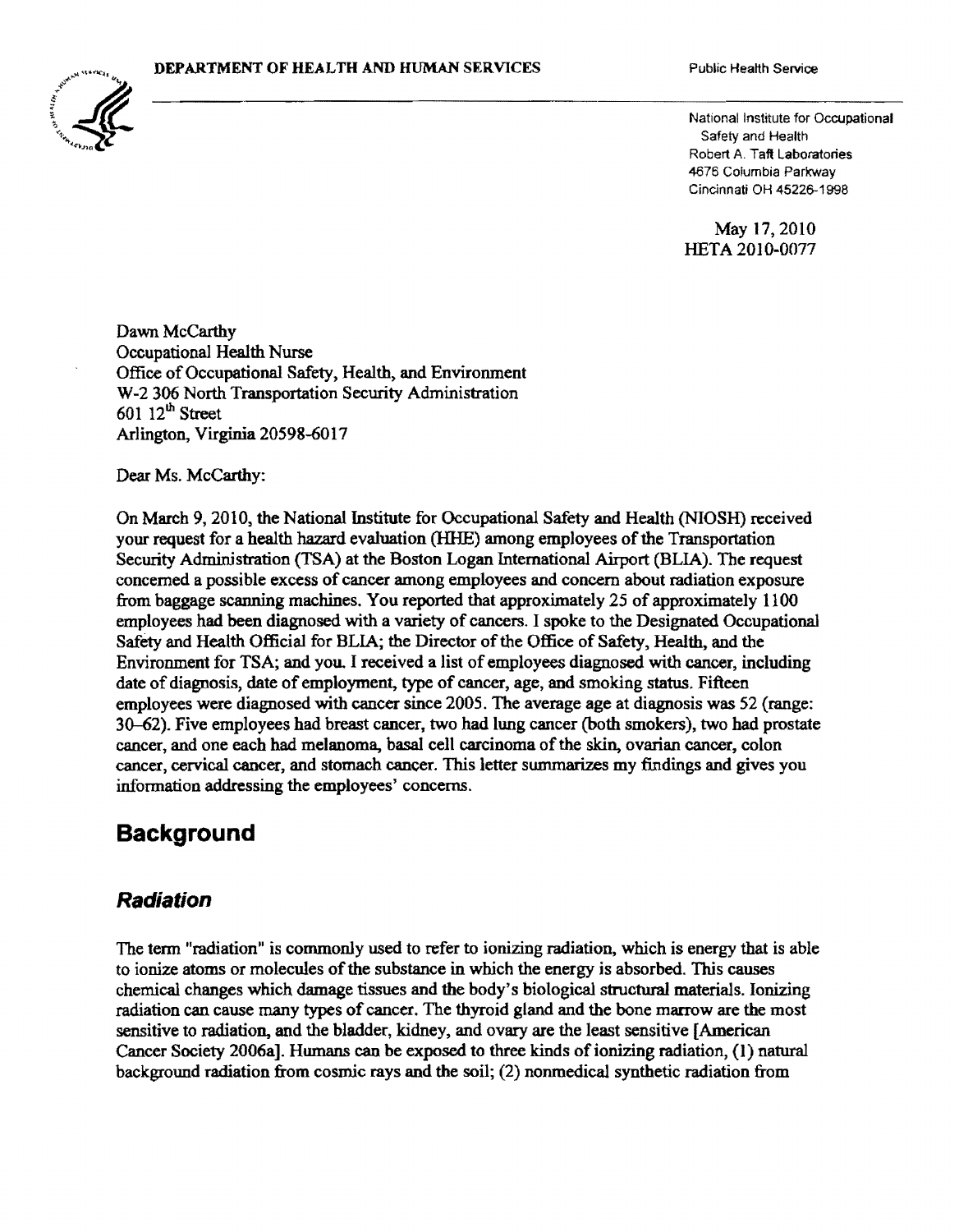DEPARTMENT OF HEALTH AND HUMAN SERVICES

Public Health Service

National Institute for Occupational Safety and Health
Robert A. Taft Laboratories
4676 Columbia Parkway
Cincinnati OH 45226-1998

May 17, 2010
HETA 2010-0077

Dawn McCarthy
Occupational Health Nurse
Office of Occupational Safety, Health, and Environment
W-2 306 North Transportation Security Administration
601 12th Street
Arlington, Virginia 20598-6017

Dear Ms. McCarthy:

On March 9, 2010, the National Institute for Occupational Safety and Health (NIOSH) received your request for a health hazard evaluation (HHE) among employees of the Transportation Security Administration (TSA) at the Boston Logan International Airport (BLIA). The request concerned a possible excess of cancer among employees and concern about radiation exposure from baggage scanning machines. You reported that approximately 25 of approximately 1100 employees had been diagnosed with a variety of cancers. I spoke to the Designated Occupational Safety and Health Official for BLIA; the Director of the Office of Safety, Health, and the Environment for TSA; and you. I received a list of employees diagnosed with cancer, including date of diagnosis, date of employment, type of cancer, age, and smoking status. Fifteen employees were diagnosed with cancer since 2005. The average age at diagnosis was 52 (range: 30–62). Five employees had breast cancer, two had lung cancer (both smokers), two had prostate cancer, and one each had melanoma, basal cell carcinoma of the skin, ovarian cancer, colon cancer, cervical cancer, and stomach cancer. This letter summarizes my findings and gives you information addressing the employees' concerns.

## Background

### *Radiation*

The term "radiation" is commonly used to refer to ionizing radiation, which is energy that is able to ionize atoms or molecules of the substance in which the energy is absorbed. This causes chemical changes which damage tissues and the body's biological structural materials. Ionizing radiation can cause many types of cancer. The thyroid gland and the bone marrow are the most sensitive to radiation, and the bladder, kidney, and ovary are the least sensitive [American Cancer Society 2006a]. Humans can be exposed to three kinds of ionizing radiation, (1) natural background radiation from cosmic rays and the soil; (2) nonmedical synthetic radiation from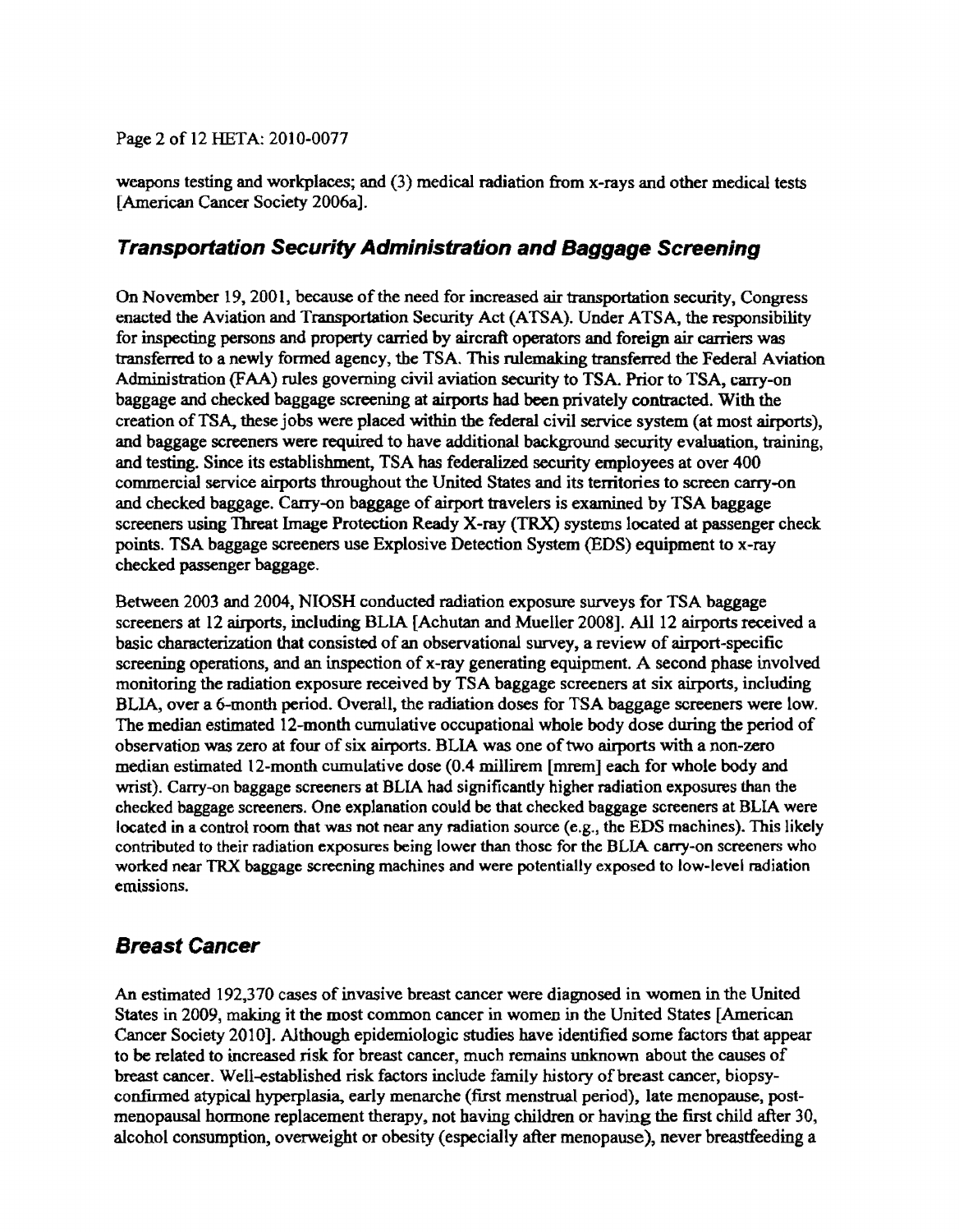weapons testing and workplaces; and (3) medical radiation from x-rays and other medical tests [American Cancer Society 2006a].

## *Transportation Security Administration and Baggage Screening*

On November 19, 2001, because of the need for increased air transportation security, Congress enacted the Aviation and Transportation Security Act (ATSA). Under ATSA, the responsibility for inspecting persons and property carried by aircraft operators and foreign air carriers was transferred to a newly formed agency, the TSA. This rulemaking transferred the Federal Aviation Administration (FAA) rules governing civil aviation security to TSA. Prior to TSA, carry-on baggage and checked baggage screening at airports had been privately contracted. With the creation of TSA, these jobs were placed within the federal civil service system (at most airports), and baggage screeners were required to have additional background security evaluation, training, and testing. Since its establishment, TSA has federalized security employees at over 400 commercial service airports throughout the United States and its territories to screen carry-on and checked baggage. Carry-on baggage of airport travelers is examined by TSA baggage screeners using Threat Image Protection Ready X-ray (TRX) systems located at passenger check points. TSA baggage screeners use Explosive Detection System (EDS) equipment to x-ray checked passenger baggage.

Between 2003 and 2004, NIOSH conducted radiation exposure surveys for TSA baggage screeners at 12 airports, including BLIA [Achutan and Mueller 2008]. All 12 airports received a basic characterization that consisted of an observational survey, a review of airport-specific screening operations, and an inspection of x-ray generating equipment. A second phase involved monitoring the radiation exposure received by TSA baggage screeners at six airports, including BLIA, over a 6-month period. Overall, the radiation doses for TSA baggage screeners were low. The median estimated 12-month cumulative occupational whole body dose during the period of observation was zero at four of six airports. BLIA was one of two airports with a non-zero median estimated 12-month cumulative dose (0.4 millirem [mrem] each for whole body and wrist). Carry-on baggage screeners at BLIA had significantly higher radiation exposures than the checked baggage screeners. One explanation could be that checked baggage screeners at BLIA were located in a control room that was not near any radiation source (e.g., the EDS machines). This likely contributed to their radiation exposures being lower than those for the BLIA carry-on screeners who worked near TRX baggage screening machines and were potentially exposed to low-level radiation emissions.

## *Breast Cancer*

An estimated 192,370 cases of invasive breast cancer were diagnosed in women in the United States in 2009, making it the most common cancer in women in the United States [American Cancer Society 2010]. Although epidemiologic studies have identified some factors that appear to be related to increased risk for breast cancer, much remains unknown about the causes of breast cancer. Well-established risk factors include family history of breast cancer, biopsy-confirmed atypical hyperplasia, early menarche (first menstrual period), late menopause, post-menopausal hormone replacement therapy, not having children or having the first child after 30, alcohol consumption, overweight or obesity (especially after menopause), never breastfeeding a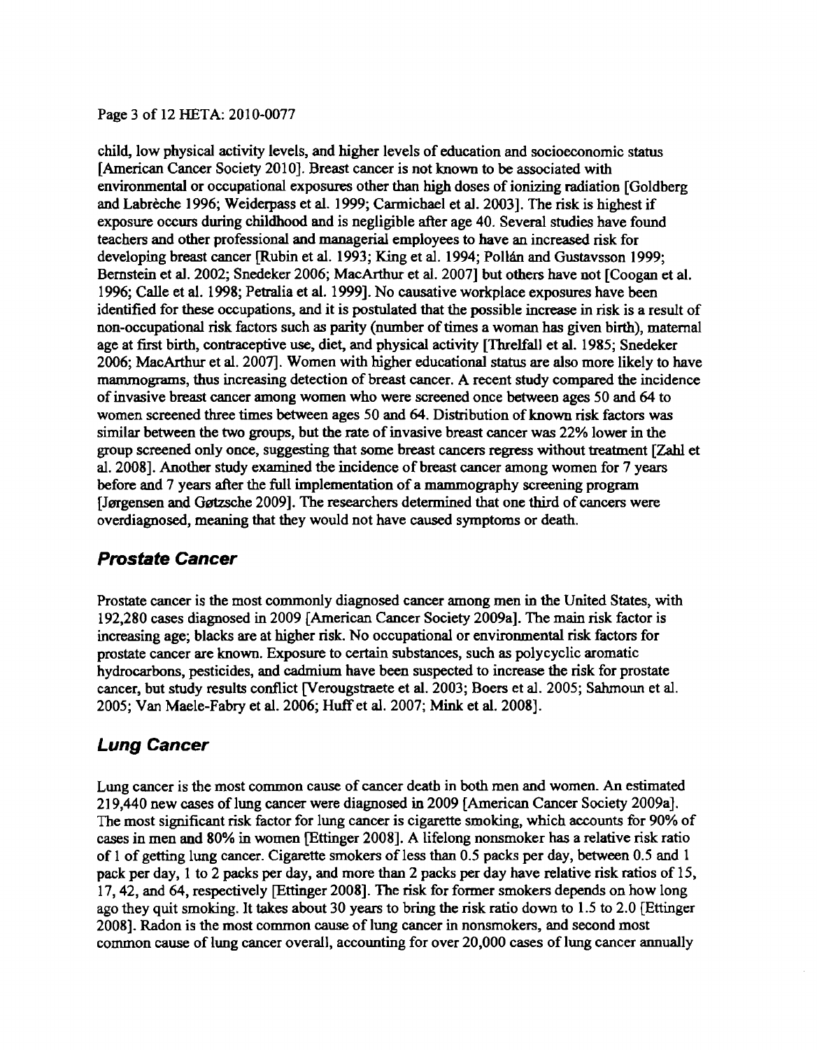child, low physical activity levels, and higher levels of education and socioeconomic status [American Cancer Society 2010]. Breast cancer is not known to be associated with environmental or occupational exposures other than high doses of ionizing radiation [Goldberg and Labrèche 1996; Weiderpass et al. 1999; Carmichael et al. 2003]. The risk is highest if exposure occurs during childhood and is negligible after age 40. Several studies have found teachers and other professional and managerial employees to have an increased risk for developing breast cancer [Rubin et al. 1993; King et al. 1994; Pollán and Gustavsson 1999; Bernstein et al. 2002; Snedeker 2006; MacArthur et al. 2007] but others have not [Coogan et al. 1996; Calle et al. 1998; Petralia et al. 1999]. No causative workplace exposures have been identified for these occupations, and it is postulated that the possible increase in risk is a result of non-occupational risk factors such as parity (number of times a woman has given birth), maternal age at first birth, contraceptive use, diet, and physical activity [Threlfall et al. 1985; Snedeker 2006; MacArthur et al. 2007]. Women with higher educational status are also more likely to have mammograms, thus increasing detection of breast cancer. A recent study compared the incidence of invasive breast cancer among women who were screened once between ages 50 and 64 to women screened three times between ages 50 and 64. Distribution of known risk factors was similar between the two groups, but the rate of invasive breast cancer was 22% lower in the group screened only once, suggesting that some breast cancers regress without treatment [Zahl et al. 2008]. Another study examined the incidence of breast cancer among women for 7 years before and 7 years after the full implementation of a mammography screening program [Jørgensen and Gøtzsche 2009]. The researchers determined that one third of cancers were overdiagnosed, meaning that they would not have caused symptoms or death.

## *Prostate Cancer*

Prostate cancer is the most commonly diagnosed cancer among men in the United States, with 192,280 cases diagnosed in 2009 [American Cancer Society 2009a]. The main risk factor is increasing age; blacks are at higher risk. No occupational or environmental risk factors for prostate cancer are known. Exposure to certain substances, such as polycyclic aromatic hydrocarbons, pesticides, and cadmium have been suspected to increase the risk for prostate cancer, but study results conflict [Verougstraete et al. 2003; Boers et al. 2005; Sahmoun et al. 2005; Van Maele-Fabry et al. 2006; Huff et al. 2007; Mink et al. 2008].

## *Lung Cancer*

Lung cancer is the most common cause of cancer death in both men and women. An estimated 219,440 new cases of lung cancer were diagnosed in 2009 [American Cancer Society 2009a]. The most significant risk factor for lung cancer is cigarette smoking, which accounts for 90% of cases in men and 80% in women [Ettinger 2008]. A lifelong nonsmoker has a relative risk ratio of 1 of getting lung cancer. Cigarette smokers of less than 0.5 packs per day, between 0.5 and 1 pack per day, 1 to 2 packs per day, and more than 2 packs per day have relative risk ratios of 15, 17, 42, and 64, respectively [Ettinger 2008]. The risk for former smokers depends on how long ago they quit smoking. It takes about 30 years to bring the risk ratio down to 1.5 to 2.0 [Ettinger 2008]. Radon is the most common cause of lung cancer in nonsmokers, and second most common cause of lung cancer overall, accounting for over 20,000 cases of lung cancer annually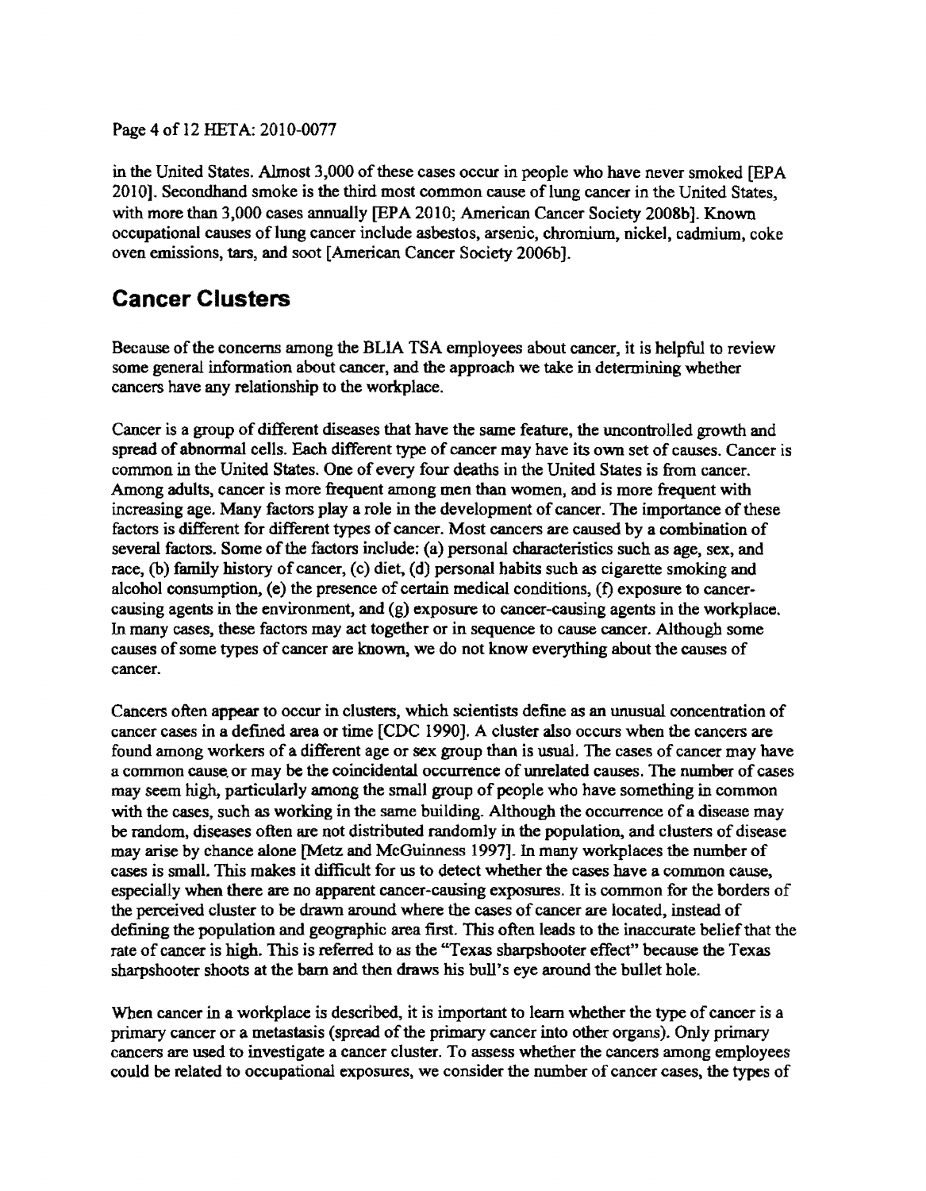in the United States. Almost 3,000 of these cases occur in people who have never smoked [EPA 2010]. Secondhand smoke is the third most common cause of lung cancer in the United States, with more than 3,000 cases annually [EPA 2010; American Cancer Society 2008b]. Known occupational causes of lung cancer include asbestos, arsenic, chromium, nickel, cadmium, coke oven emissions, tars, and soot [American Cancer Society 2006b].

## Cancer Clusters

Because of the concerns among the BLIA TSA employees about cancer, it is helpful to review some general information about cancer, and the approach we take in determining whether cancers have any relationship to the workplace.

Cancer is a group of different diseases that have the same feature, the uncontrolled growth and spread of abnormal cells. Each different type of cancer may have its own set of causes. Cancer is common in the United States. One of every four deaths in the United States is from cancer. Among adults, cancer is more frequent among men than women, and is more frequent with increasing age. Many factors play a role in the development of cancer. The importance of these factors is different for different types of cancer. Most cancers are caused by a combination of several factors. Some of the factors include: (a) personal characteristics such as age, sex, and race, (b) family history of cancer, (c) diet, (d) personal habits such as cigarette smoking and alcohol consumption, (e) the presence of certain medical conditions, (f) exposure to cancer-causing agents in the environment, and (g) exposure to cancer-causing agents in the workplace. In many cases, these factors may act together or in sequence to cause cancer. Although some causes of some types of cancer are known, we do not know everything about the causes of cancer.

Cancers often appear to occur in clusters, which scientists define as an unusual concentration of cancer cases in a defined area or time [CDC 1990]. A cluster also occurs when the cancers are found among workers of a different age or sex group than is usual. The cases of cancer may have a common cause or may be the coincidental occurrence of unrelated causes. The number of cases may seem high, particularly among the small group of people who have something in common with the cases, such as working in the same building. Although the occurrence of a disease may be random, diseases often are not distributed randomly in the population, and clusters of disease may arise by chance alone [Metz and McGuinness 1997]. In many workplaces the number of cases is small. This makes it difficult for us to detect whether the cases have a common cause, especially when there are no apparent cancer-causing exposures. It is common for the borders of the perceived cluster to be drawn around where the cases of cancer are located, instead of defining the population and geographic area first. This often leads to the inaccurate belief that the rate of cancer is high. This is referred to as the "Texas sharpshooter effect" because the Texas sharpshooter shoots at the barn and then draws his bull's eye around the bullet hole.

When cancer in a workplace is described, it is important to learn whether the type of cancer is a primary cancer or a metastasis (spread of the primary cancer into other organs). Only primary cancers are used to investigate a cancer cluster. To assess whether the cancers among employees could be related to occupational exposures, we consider the number of cancer cases, the types of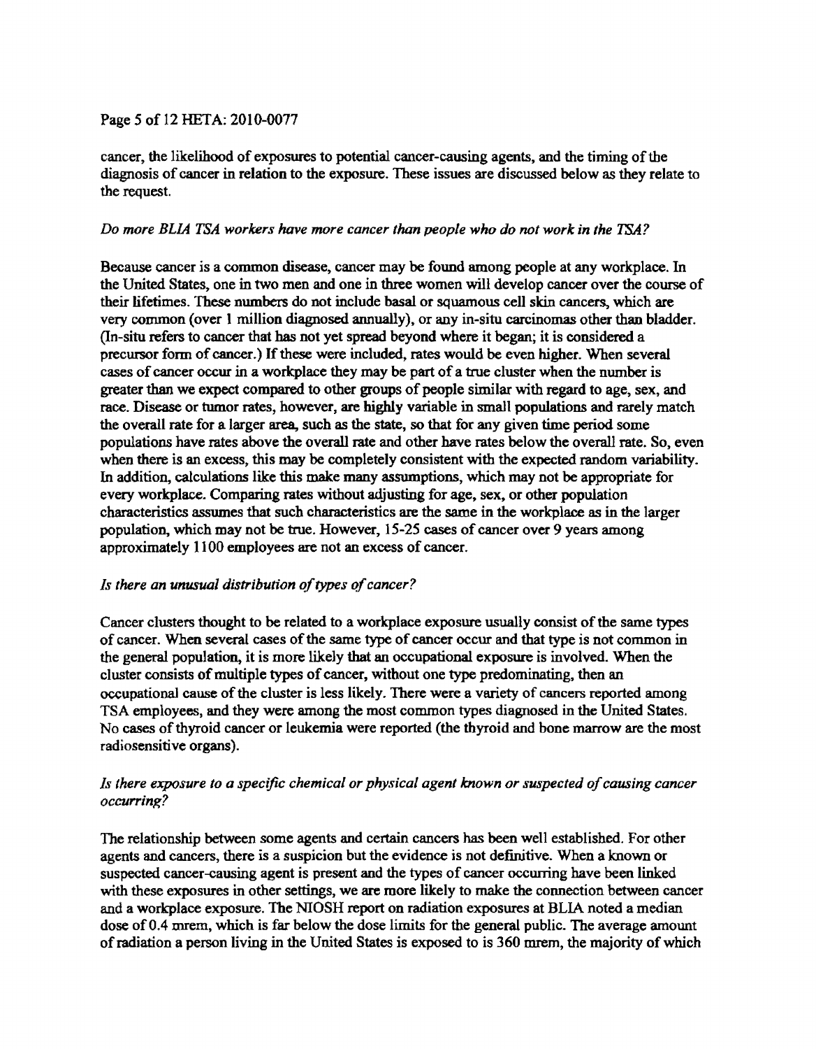cancer, the likelihood of exposures to potential cancer-causing agents, and the timing of the diagnosis of cancer in relation to the exposure. These issues are discussed below as they relate to the request.

*Do more BLIA TSA workers have more cancer than people who do not work in the TSA?*

Because cancer is a common disease, cancer may be found among people at any workplace. In the United States, one in two men and one in three women will develop cancer over the course of their lifetimes. These numbers do not include basal or squamous cell skin cancers, which are very common (over 1 million diagnosed annually), or any in-situ carcinomas other than bladder. (In-situ refers to cancer that has not yet spread beyond where it began; it is considered a precursor form of cancer.) If these were included, rates would be even higher. When several cases of cancer occur in a workplace they may be part of a true cluster when the number is greater than we expect compared to other groups of people similar with regard to age, sex, and race. Disease or tumor rates, however, are highly variable in small populations and rarely match the overall rate for a larger area, such as the state, so that for any given time period some populations have rates above the overall rate and other have rates below the overall rate. So, even when there is an excess, this may be completely consistent with the expected random variability. In addition, calculations like this make many assumptions, which may not be appropriate for every workplace. Comparing rates without adjusting for age, sex, or other population characteristics assumes that such characteristics are the same in the workplace as in the larger population, which may not be true. However, 15-25 cases of cancer over 9 years among approximately 1100 employees are not an excess of cancer.

*Is there an unusual distribution of types of cancer?*

Cancer clusters thought to be related to a workplace exposure usually consist of the same types of cancer. When several cases of the same type of cancer occur and that type is not common in the general population, it is more likely that an occupational exposure is involved. When the cluster consists of multiple types of cancer, without one type predominating, then an occupational cause of the cluster is less likely. There were a variety of cancers reported among TSA employees, and they were among the most common types diagnosed in the United States. No cases of thyroid cancer or leukemia were reported (the thyroid and bone marrow are the most radiosensitive organs).

*Is there exposure to a specific chemical or physical agent known or suspected of causing cancer occurring?*

The relationship between some agents and certain cancers has been well established. For other agents and cancers, there is a suspicion but the evidence is not definitive. When a known or suspected cancer-causing agent is present and the types of cancer occurring have been linked with these exposures in other settings, we are more likely to make the connection between cancer and a workplace exposure. The NIOSH report on radiation exposures at BLIA noted a median dose of 0.4 mrem, which is far below the dose limits for the general public. The average amount of radiation a person living in the United States is exposed to is 360 mrem, the majority of which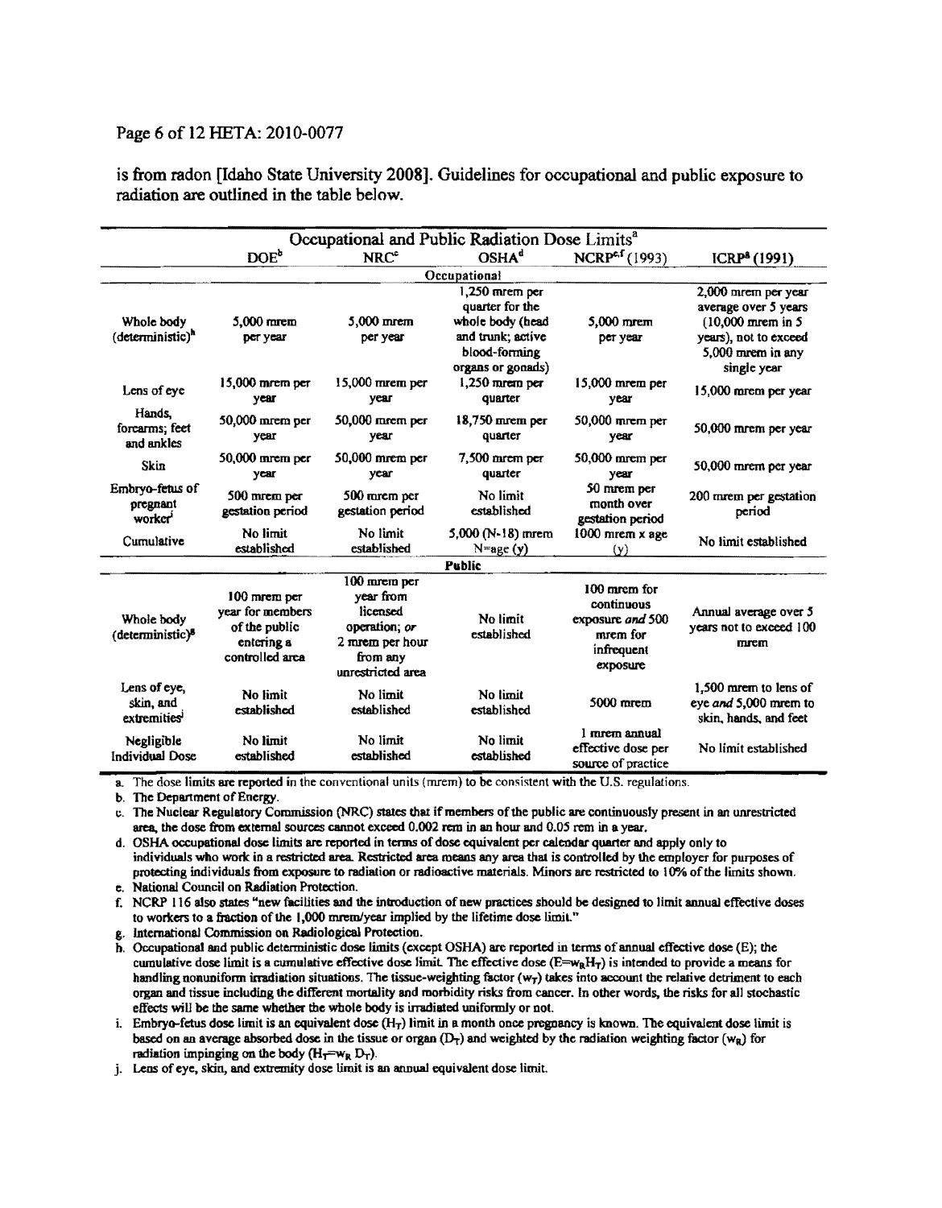is from radon [Idaho State University 2008]. Guidelines for occupational and public exposure to radiation are outlined in the table below.

| Occupational and Public Radiation Dose Limits[a] | | | | | |
|---|---|---|---|---|---|
| | DOE[b] | NRC[c] | OSHA[d] | NCRP[e,f] (1993) | ICRP[g] (1991) |
| **Occupational** | | | | | |
| Whole body (deterministic)[h] | 5,000 mrem per year | 5,000 mrem per year | 1,250 mrem per quarter for the whole body (head and trunk; active blood-forming organs or gonads) | 5,000 mrem per year | 2,000 mrem per year average over 5 years (10,000 mrem in 5 years), not to exceed 5,000 mrem in any single year |
| Lens of eye | 15,000 mrem per year | 15,000 mrem per year | 1,250 mrem per quarter | 15,000 mrem per year | 15,000 mrem per year |
| Hands, forearms; feet and ankles | 50,000 mrem per year | 50,000 mrem per year | 18,750 mrem per quarter | 50,000 mrem per year | 50,000 mrem per year |
| Skin | 50,000 mrem per year | 50,000 mrem per year | 7,500 mrem per quarter | 50,000 mrem per year | 50,000 mrem per year |
| Embryo-fetus of pregnant worker[i] | 500 mrem per gestation period | 500 mrem per gestation period | No limit established | 50 mrem per month over gestation period | 200 mrem per gestation period |
| Cumulative | No limit established | No limit established | 5,000 (N-18) mrem N=age (y) | 1000 mrem x age (y) | No limit established |
| **Public** | | | | | |
| Whole body (deterministic)[g] | 100 mrem per year for members of the public entering a controlled area | 100 mrem per year from licensed operation; *or* 2 mrem per hour from any unrestricted area | No limit established | 100 mrem for continuous exposure *and* 500 mrem for infrequent exposure | Annual average over 5 years not to exceed 100 mrem |
| Lens of eye, skin, and extremities[j] | No limit established | No limit established | No limit established | 5000 mrem | 1,500 mrem to lens of eye *and* 5,000 mrem to skin, hands, and feet |
| Negligible Individual Dose | No limit established | No limit established | No limit established | 1 mrem annual effective dose per source of practice | No limit established |

a. The dose limits are reported in the conventional units (mrem) to be consistent with the U.S. regulations.

b. The Department of Energy.

c. The Nuclear Regulatory Commission (NRC) states that if members of the public are continuously present in an unrestricted area, the dose from external sources cannot exceed 0.002 rem in an hour and 0.05 rem in a year.

d. OSHA occupational dose limits are reported in terms of dose equivalent per calendar quarter and apply only to individuals who work in a restricted area. Restricted area means any area that is controlled by the employer for purposes of protecting individuals from exposure to radiation or radioactive materials. Minors are restricted to 10% of the limits shown.

e. National Council on Radiation Protection.

f. NCRP 116 also states "new facilities and the introduction of new practices should be designed to limit annual effective doses to workers to a fraction of the 1,000 mrem/year implied by the lifetime dose limit."

g. International Commission on Radiological Protection.

h. Occupational and public deterministic dose limits (except OSHA) are reported in terms of annual effective dose (E); the cumulative dose limit is a cumulative effective dose limit. The effective dose ($E=w_R H_T$) is intended to provide a means for handling nonuniform irradiation situations. The tissue-weighting factor ($w_T$) takes into account the relative detriment to each organ and tissue including the different mortality and morbidity risks from cancer. In other words, the risks for all stochastic effects will be the same whether the whole body is irradiated uniformly or not.

i. Embryo-fetus dose limit is an equivalent dose ($H_T$) limit in a month once pregnancy is known. The equivalent dose limit is based on an average absorbed dose in the tissue or organ ($D_T$) and weighted by the radiation weighting factor ($w_R$) for radiation impinging on the body ($H_T=w_R D_T$).

j. Lens of eye, skin, and extremity dose limit is an annual equivalent dose limit.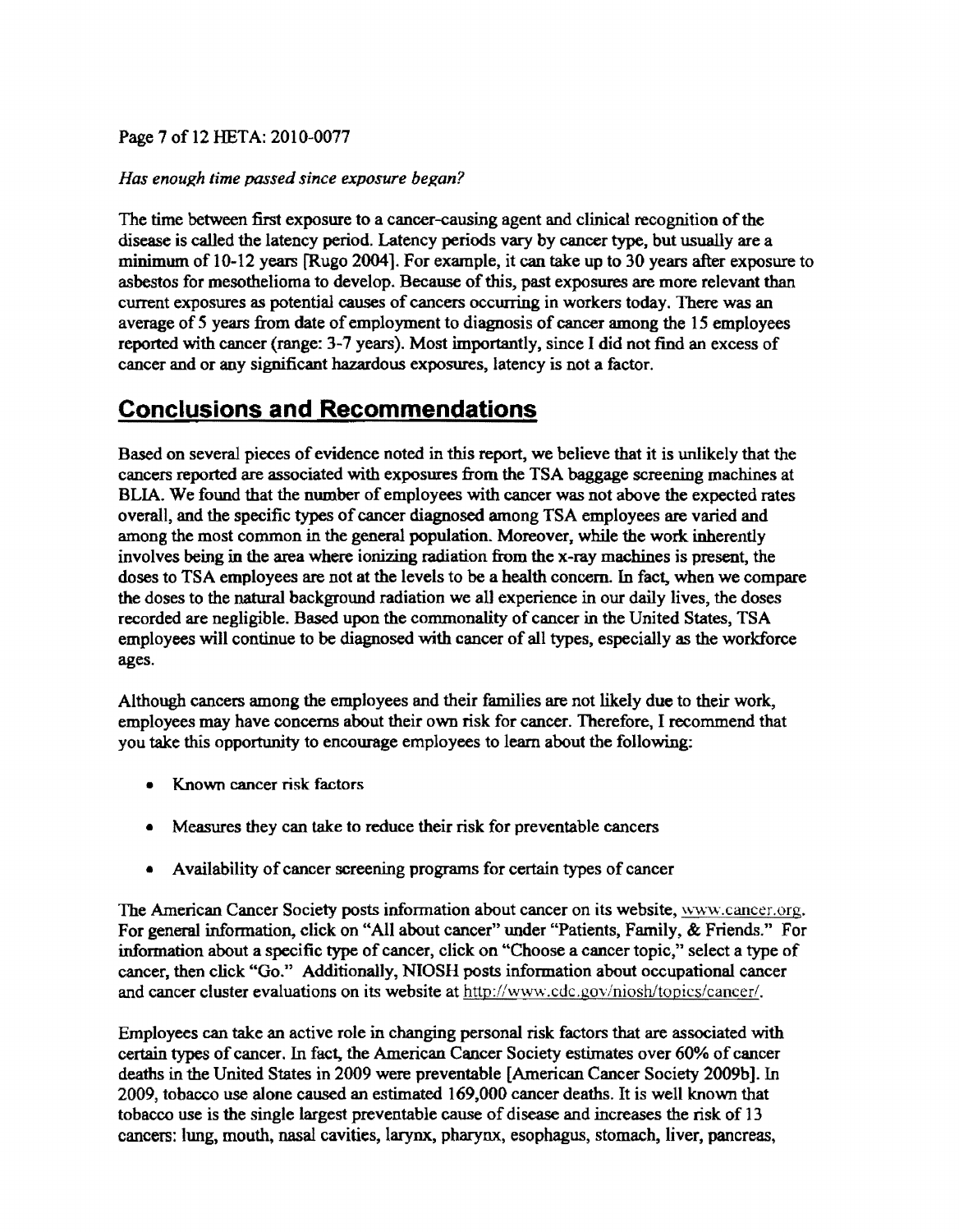*Has enough time passed since exposure began?*

The time between first exposure to a cancer-causing agent and clinical recognition of the disease is called the latency period. Latency periods vary by cancer type, but usually are a minimum of 10-12 years [Rugo 2004]. For example, it can take up to 30 years after exposure to asbestos for mesothelioma to develop. Because of this, past exposures are more relevant than current exposures as potential causes of cancers occurring in workers today. There was an average of 5 years from date of employment to diagnosis of cancer among the 15 employees reported with cancer (range: 3-7 years). Most importantly, since I did not find an excess of cancer and or any significant hazardous exposures, latency is not a factor.

## Conclusions and Recommendations

Based on several pieces of evidence noted in this report, we believe that it is unlikely that the cancers reported are associated with exposures from the TSA baggage screening machines at BLIA. We found that the number of employees with cancer was not above the expected rates overall, and the specific types of cancer diagnosed among TSA employees are varied and among the most common in the general population. Moreover, while the work inherently involves being in the area where ionizing radiation from the x-ray machines is present, the doses to TSA employees are not at the levels to be a health concern. In fact, when we compare the doses to the natural background radiation we all experience in our daily lives, the doses recorded are negligible. Based upon the commonality of cancer in the United States, TSA employees will continue to be diagnosed with cancer of all types, especially as the workforce ages.

Although cancers among the employees and their families are not likely due to their work, employees may have concerns about their own risk for cancer. Therefore, I recommend that you take this opportunity to encourage employees to learn about the following:

- Known cancer risk factors
- Measures they can take to reduce their risk for preventable cancers
- Availability of cancer screening programs for certain types of cancer

The American Cancer Society posts information about cancer on its website, www.cancer.org. For general information, click on "All about cancer" under "Patients, Family, & Friends." For information about a specific type of cancer, click on "Choose a cancer topic," select a type of cancer, then click "Go." Additionally, NIOSH posts information about occupational cancer and cancer cluster evaluations on its website at http://www.cdc.gov/niosh/topics/cancer/.

Employees can take an active role in changing personal risk factors that are associated with certain types of cancer. In fact, the American Cancer Society estimates over 60% of cancer deaths in the United States in 2009 were preventable [American Cancer Society 2009b]. In 2009, tobacco use alone caused an estimated 169,000 cancer deaths. It is well known that tobacco use is the single largest preventable cause of disease and increases the risk of 13 cancers: lung, mouth, nasal cavities, larynx, pharynx, esophagus, stomach, liver, pancreas,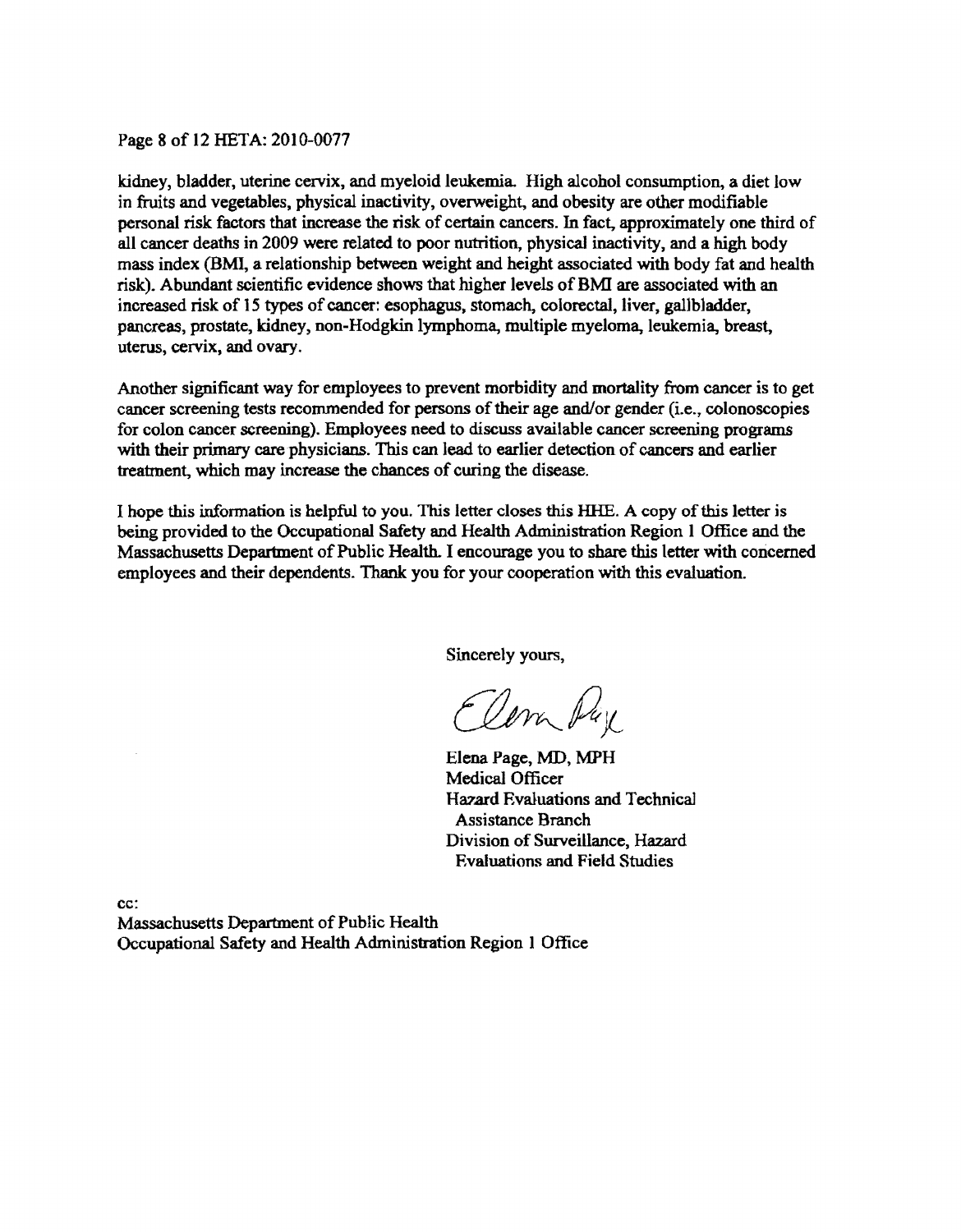kidney, bladder, uterine cervix, and myeloid leukemia. High alcohol consumption, a diet low in fruits and vegetables, physical inactivity, overweight, and obesity are other modifiable personal risk factors that increase the risk of certain cancers. In fact, approximately one third of all cancer deaths in 2009 were related to poor nutrition, physical inactivity, and a high body mass index (BMI, a relationship between weight and height associated with body fat and health risk). Abundant scientific evidence shows that higher levels of BMI are associated with an increased risk of 15 types of cancer: esophagus, stomach, colorectal, liver, gallbladder, pancreas, prostate, kidney, non-Hodgkin lymphoma, multiple myeloma, leukemia, breast, uterus, cervix, and ovary.

Another significant way for employees to prevent morbidity and mortality from cancer is to get cancer screening tests recommended for persons of their age and/or gender (i.e., colonoscopies for colon cancer screening). Employees need to discuss available cancer screening programs with their primary care physicians. This can lead to earlier detection of cancers and earlier treatment, which may increase the chances of curing the disease.

I hope this information is helpful to you. This letter closes this HHE. A copy of this letter is being provided to the Occupational Safety and Health Administration Region 1 Office and the Massachusetts Department of Public Health. I encourage you to share this letter with concerned employees and their dependents. Thank you for your cooperation with this evaluation.

Sincerely yours,

Elena Page

Elena Page, MD, MPH
Medical Officer
Hazard Evaluations and Technical Assistance Branch
Division of Surveillance, Hazard Evaluations and Field Studies

cc:
Massachusetts Department of Public Health
Occupational Safety and Health Administration Region 1 Office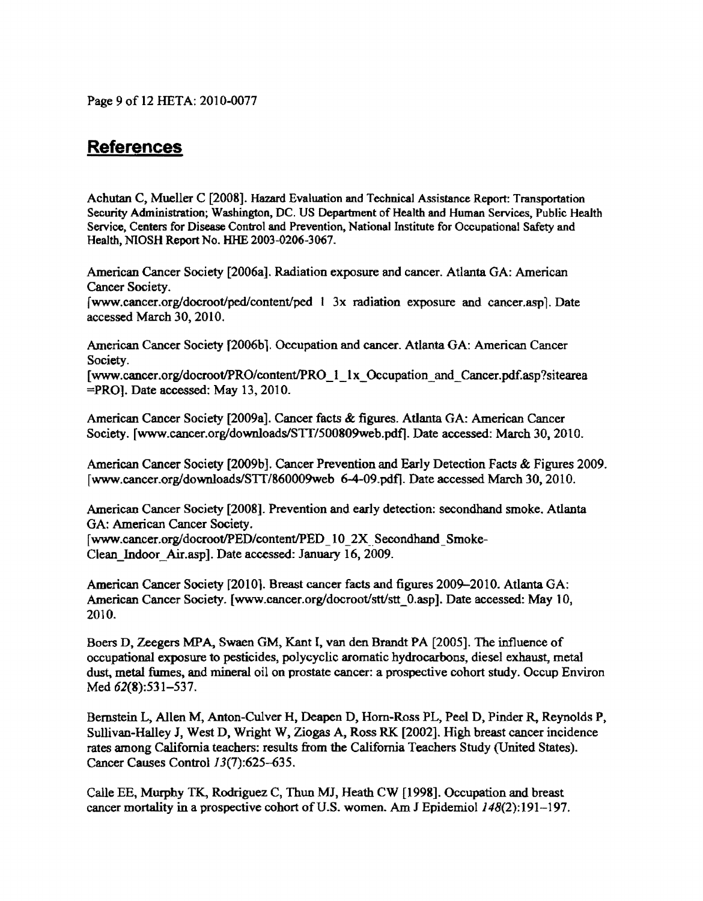## References

Achutan C, Mueller C [2008]. Hazard Evaluation and Technical Assistance Report: Transportation Security Administration; Washington, DC. US Department of Health and Human Services, Public Health Service, Centers for Disease Control and Prevention, National Institute for Occupational Safety and Health, NIOSH Report No. HHE 2003-0206-3067.

American Cancer Society [2006a]. Radiation exposure and cancer. Atlanta GA: American Cancer Society.
[www.cancer.org/docroot/ped/content/ped 1 3x radiation exposure and cancer.asp]. Date accessed March 30, 2010.

American Cancer Society [2006b]. Occupation and cancer. Atlanta GA: American Cancer Society.
[www.cancer.org/docroot/PRO/content/PRO_1_1x_Occupation_and_Cancer.pdf.asp?sitearea =PRO]. Date accessed: May 13, 2010.

American Cancer Society [2009a]. Cancer facts & figures. Atlanta GA: American Cancer Society. [www.cancer.org/downloads/STT/500809web.pdf]. Date accessed: March 30, 2010.

American Cancer Society [2009b]. Cancer Prevention and Early Detection Facts & Figures 2009. [www.cancer.org/downloads/STT/860009web 6-4-09.pdf]. Date accessed March 30, 2010.

American Cancer Society [2008]. Prevention and early detection: secondhand smoke. Atlanta GA: American Cancer Society.
[www.cancer.org/docroot/PED/content/PED_10_2X_Secondhand_Smoke-Clean_Indoor_Air.asp]. Date accessed: January 16, 2009.

American Cancer Society [2010]. Breast cancer facts and figures 2009–2010. Atlanta GA: American Cancer Society. [www.cancer.org/docroot/stt/stt_0.asp]. Date accessed: May 10, 2010.

Boers D, Zeegers MPA, Swaen GM, Kant I, van den Brandt PA [2005]. The influence of occupational exposure to pesticides, polycyclic aromatic hydrocarbons, diesel exhaust, metal dust, metal fumes, and mineral oil on prostate cancer: a prospective cohort study. Occup Environ Med *62*(8):531–537.

Bernstein L, Allen M, Anton-Culver H, Deapen D, Horn-Ross PL, Peel D, Pinder R, Reynolds P, Sullivan-Halley J, West D, Wright W, Ziogas A, Ross RK [2002]. High breast cancer incidence rates among California teachers: results from the California Teachers Study (United States). Cancer Causes Control *13*(7):625–635.

Calle EE, Murphy TK, Rodriguez C, Thun MJ, Heath CW [1998]. Occupation and breast cancer mortality in a prospective cohort of U.S. women. Am J Epidemiol *148*(2):191–197.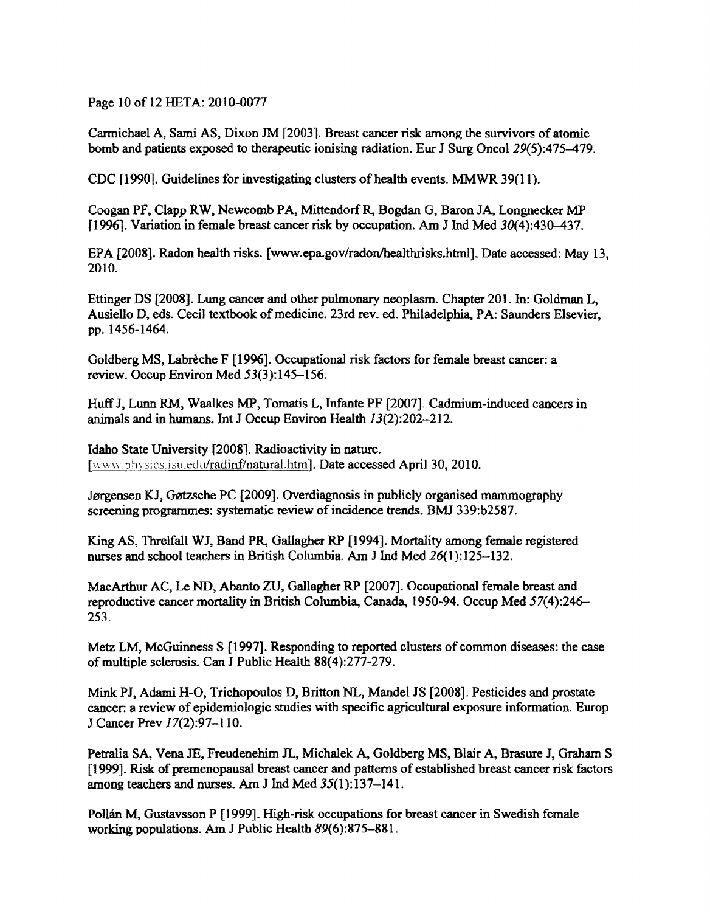Carmichael A, Sami AS, Dixon JM [2003]. Breast cancer risk among the survivors of atomic bomb and patients exposed to therapeutic ionising radiation. Eur J Surg Oncol *29*(5):475–479.

CDC [1990]. Guidelines for investigating clusters of health events. MMWR 39(11).

Coogan PF, Clapp RW, Newcomb PA, Mittendorf R, Bogdan G, Baron JA, Longnecker MP [1996]. Variation in female breast cancer risk by occupation. Am J Ind Med *30*(4):430–437.

EPA [2008]. Radon health risks. [www.epa.gov/radon/healthrisks.html]. Date accessed: May 13, 2010.

Ettinger DS [2008]. Lung cancer and other pulmonary neoplasm. Chapter 201. In: Goldman L, Ausiello D, eds. Cecil textbook of medicine. 23rd rev. ed. Philadelphia, PA: Saunders Elsevier, pp. 1456-1464.

Goldberg MS, Labrèche F [1996]. Occupational risk factors for female breast cancer: a review. Occup Environ Med *53*(3):145–156.

Huff J, Lunn RM, Waalkes MP, Tomatis L, Infante PF [2007]. Cadmium-induced cancers in animals and in humans. Int J Occup Environ Health *13*(2):202–212.

Idaho State University [2008]. Radioactivity in nature. [www.physics.isu.edu/radinf/natural.htm]. Date accessed April 30, 2010.

Jørgensen KJ, Gøtzsche PC [2009]. Overdiagnosis in publicly organised mammography screening programmes: systematic review of incidence trends. BMJ 339:b2587.

King AS, Threlfall WJ, Band PR, Gallagher RP [1994]. Mortality among female registered nurses and school teachers in British Columbia. Am J Ind Med *26*(1):125–132.

MacArthur AC, Le ND, Abanto ZU, Gallagher RP [2007]. Occupational female breast and reproductive cancer mortality in British Columbia, Canada, 1950-94. Occup Med *57*(4):246–253.

Metz LM, McGuinness S [1997]. Responding to reported clusters of common diseases: the case of multiple sclerosis. Can J Public Health 88(4):277-279.

Mink PJ, Adami H-O, Trichopoulos D, Britton NL, Mandel JS [2008]. Pesticides and prostate cancer: a review of epidemiologic studies with specific agricultural exposure information. Europ J Cancer Prev *17*(2):97–110.

Petralia SA, Vena JE, Freudenehim JL, Michalek A, Goldberg MS, Blair A, Brasure J, Graham S [1999]. Risk of premenopausal breast cancer and patterns of established breast cancer risk factors among teachers and nurses. Am J Ind Med *35*(1):137–141.

Pollán M, Gustavsson P [1999]. High-risk occupations for breast cancer in Swedish female working populations. Am J Public Health *89*(6):875–881.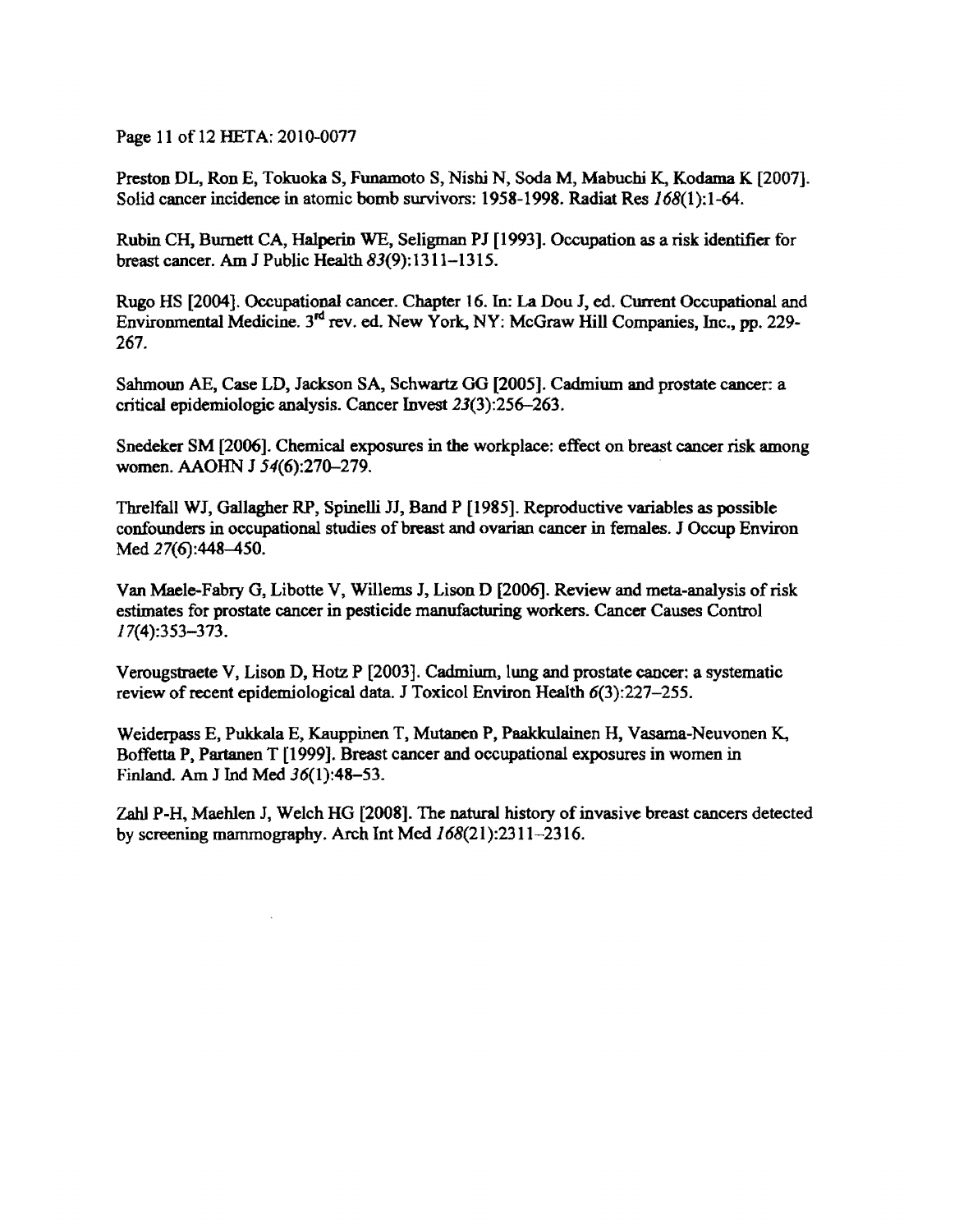Preston DL, Ron E, Tokuoka S, Funamoto S, Nishi N, Soda M, Mabuchi K, Kodama K [2007]. Solid cancer incidence in atomic bomb survivors: 1958-1998. Radiat Res *168*(1):1-64.

Rubin CH, Burnett CA, Halperin WE, Seligman PJ [1993]. Occupation as a risk identifier for breast cancer. Am J Public Health *83*(9):1311–1315.

Rugo HS [2004]. Occupational cancer. Chapter 16. In: La Dou J, ed. Current Occupational and Environmental Medicine. 3rd rev. ed. New York, NY: McGraw Hill Companies, Inc., pp. 229-267.

Sahmoun AE, Case LD, Jackson SA, Schwartz GG [2005]. Cadmium and prostate cancer: a critical epidemiologic analysis. Cancer Invest *23*(3):256–263.

Snedeker SM [2006]. Chemical exposures in the workplace: effect on breast cancer risk among women. AAOHN J *54*(6):270–279.

Threlfall WJ, Gallagher RP, Spinelli JJ, Band P [1985]. Reproductive variables as possible confounders in occupational studies of breast and ovarian cancer in females. J Occup Environ Med *27*(6):448–450.

Van Maele-Fabry G, Libotte V, Willems J, Lison D [2006]. Review and meta-analysis of risk estimates for prostate cancer in pesticide manufacturing workers. Cancer Causes Control *17*(4):353–373.

Verougstraete V, Lison D, Hotz P [2003]. Cadmium, lung and prostate cancer: a systematic review of recent epidemiological data. J Toxicol Environ Health *6*(3):227–255.

Weiderpass E, Pukkala E, Kauppinen T, Mutanen P, Paakkulainen H, Vasama-Neuvonen K, Boffetta P, Partanen T [1999]. Breast cancer and occupational exposures in women in Finland. Am J Ind Med *36*(1):48–53.

Zahl P-H, Maehlen J, Welch HG [2008]. The natural history of invasive breast cancers detected by screening mammography. Arch Int Med *168*(21):2311–2316.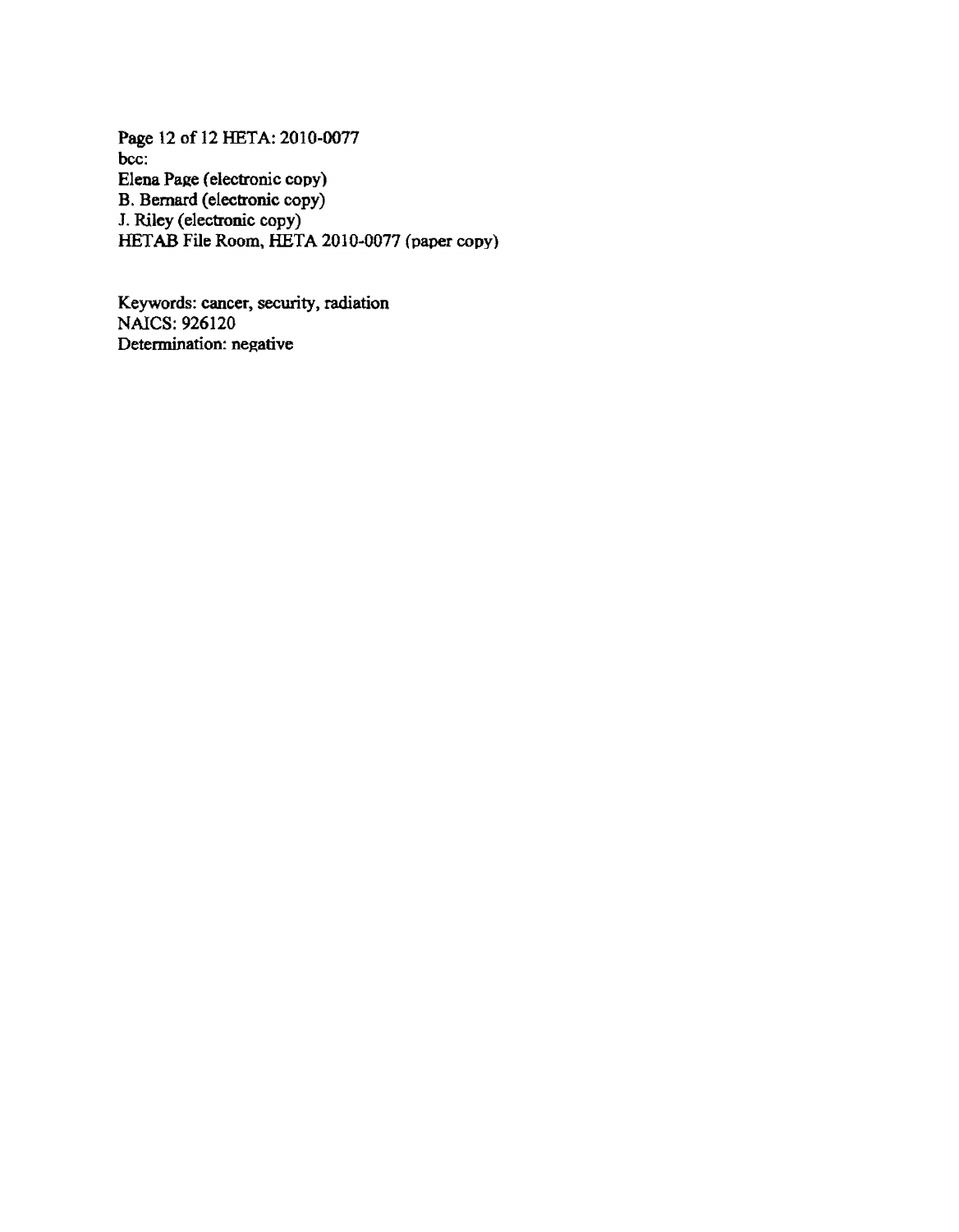bcc:
Elena Page (electronic copy)
B. Bernard (electronic copy)
J. Riley (electronic copy)
HETAB File Room, HETA 2010-0077 (paper copy)

Keywords: cancer, security, radiation
NAICS: 926120
Determination: negative